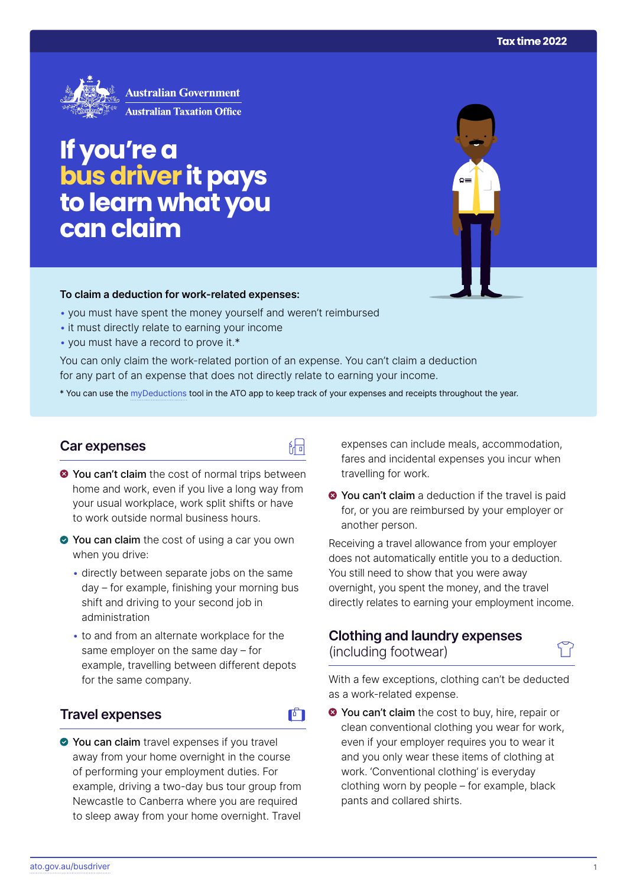Tax time 2022

Australian Government
Australian Taxation Office

# If you're a bus driver it pays to learn what you can claim

**To claim a deduction for work-related expenses:**

- you must have spent the money yourself and weren't reimbursed
- it must directly relate to earning your income
- you must have a record to prove it.*

You can only claim the work-related portion of an expense. You can't claim a deduction for any part of an expense that does not directly relate to earning your income.

* You can use the myDeductions tool in the ATO app to keep track of your expenses and receipts throughout the year.

## Car expenses

- **You can't claim** the cost of normal trips between home and work, even if you live a long way from your usual workplace, work split shifts or have to work outside normal business hours.
- **You can claim** the cost of using a car you own when you drive:
  - directly between separate jobs on the same day – for example, finishing your morning bus shift and driving to your second job in administration
  - to and from an alternate workplace for the same employer on the same day – for example, travelling between different depots for the same company.

## Travel expenses

- **You can claim** travel expenses if you travel away from your home overnight in the course of performing your employment duties. For example, driving a two-day bus tour group from Newcastle to Canberra where you are required to sleep away from your home overnight. Travel expenses can include meals, accommodation, fares and incidental expenses you incur when travelling for work.
- **You can't claim** a deduction if the travel is paid for, or you are reimbursed by your employer or another person.

Receiving a travel allowance from your employer does not automatically entitle you to a deduction. You still need to show that you were away overnight, you spent the money, and the travel directly relates to earning your employment income.

## Clothing and laundry expenses (including footwear)

With a few exceptions, clothing can't be deducted as a work-related expense.

- **You can't claim** the cost to buy, hire, repair or clean conventional clothing you wear for work, even if your employer requires you to wear it and you only wear these items of clothing at work. 'Conventional clothing' is everyday clothing worn by people – for example, black pants and collared shirts.

ato.gov.au/busdriver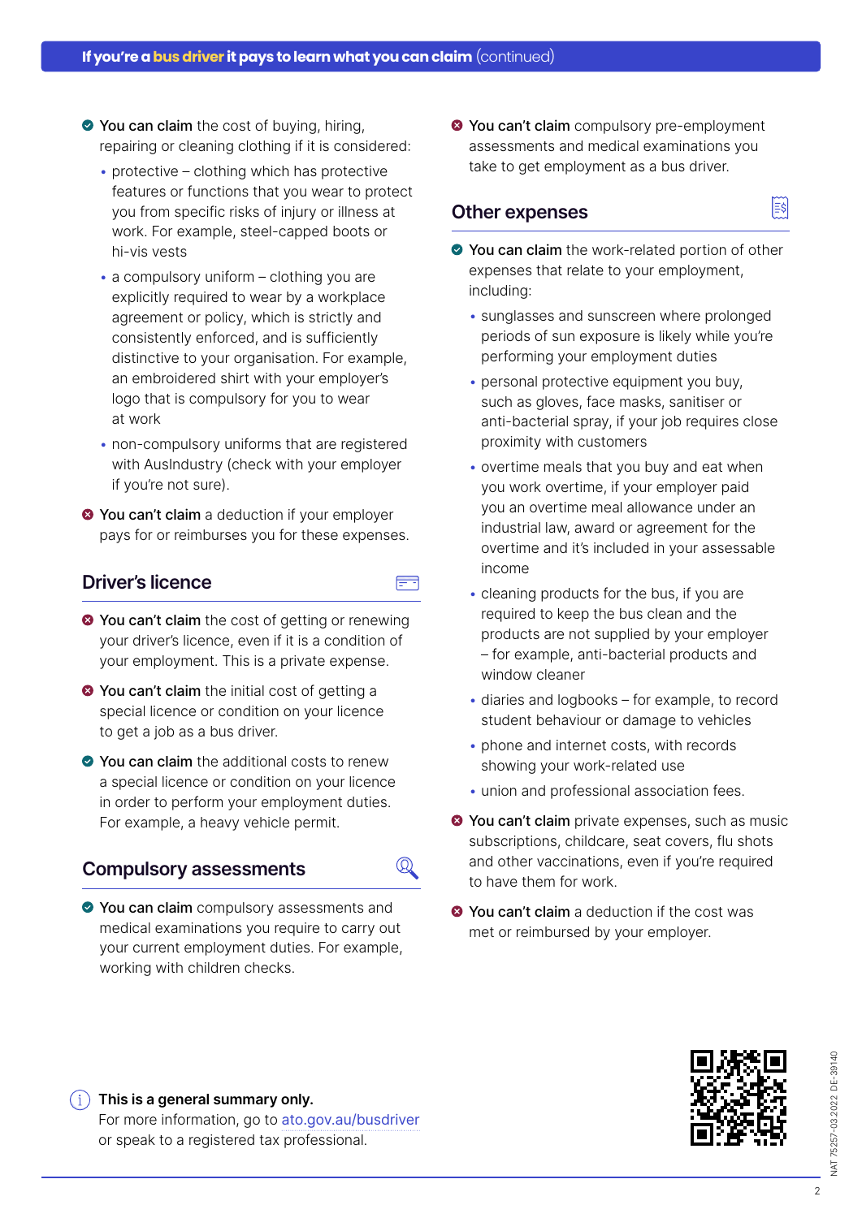**If you're a bus driver it pays to learn what you can claim** (continued)

- **You can claim** the cost of buying, hiring, repairing or cleaning clothing if it is considered:
  - protective – clothing which has protective features or functions that you wear to protect you from specific risks of injury or illness at work. For example, steel-capped boots or hi-vis vests
  - a compulsory uniform – clothing you are explicitly required to wear by a workplace agreement or policy, which is strictly and consistently enforced, and is sufficiently distinctive to your organisation. For example, an embroidered shirt with your employer's logo that is compulsory for you to wear at work
  - non-compulsory uniforms that are registered with AusIndustry (check with your employer if you're not sure).
- **You can't claim** a deduction if your employer pays for or reimburses you for these expenses.

## Driver's licence

- **You can't claim** the cost of getting or renewing your driver's licence, even if it is a condition of your employment. This is a private expense.
- **You can't claim** the initial cost of getting a special licence or condition on your licence to get a job as a bus driver.
- **You can claim** the additional costs to renew a special licence or condition on your licence in order to perform your employment duties. For example, a heavy vehicle permit.

## Compulsory assessments

- **You can claim** compulsory assessments and medical examinations you require to carry out your current employment duties. For example, working with children checks.
- **You can't claim** compulsory pre-employment assessments and medical examinations you take to get employment as a bus driver.

## Other expenses

- **You can claim** the work-related portion of other expenses that relate to your employment, including:
  - sunglasses and sunscreen where prolonged periods of sun exposure is likely while you're performing your employment duties
  - personal protective equipment you buy, such as gloves, face masks, sanitiser or anti-bacterial spray, if your job requires close proximity with customers
  - overtime meals that you buy and eat when you work overtime, if your employer paid you an overtime meal allowance under an industrial law, award or agreement for the overtime and it's included in your assessable income
  - cleaning products for the bus, if you are required to keep the bus clean and the products are not supplied by your employer – for example, anti-bacterial products and window cleaner
  - diaries and logbooks – for example, to record student behaviour or damage to vehicles
  - phone and internet costs, with records showing your work-related use
  - union and professional association fees.
- **You can't claim** private expenses, such as music subscriptions, childcare, seat covers, flu shots and other vaccinations, even if you're required to have them for work.
- **You can't claim** a deduction if the cost was met or reimbursed by your employer.

**This is a general summary only.**
For more information, go to ato.gov.au/busdriver or speak to a registered tax professional.

NAT 75257-03.2022 DE-39140